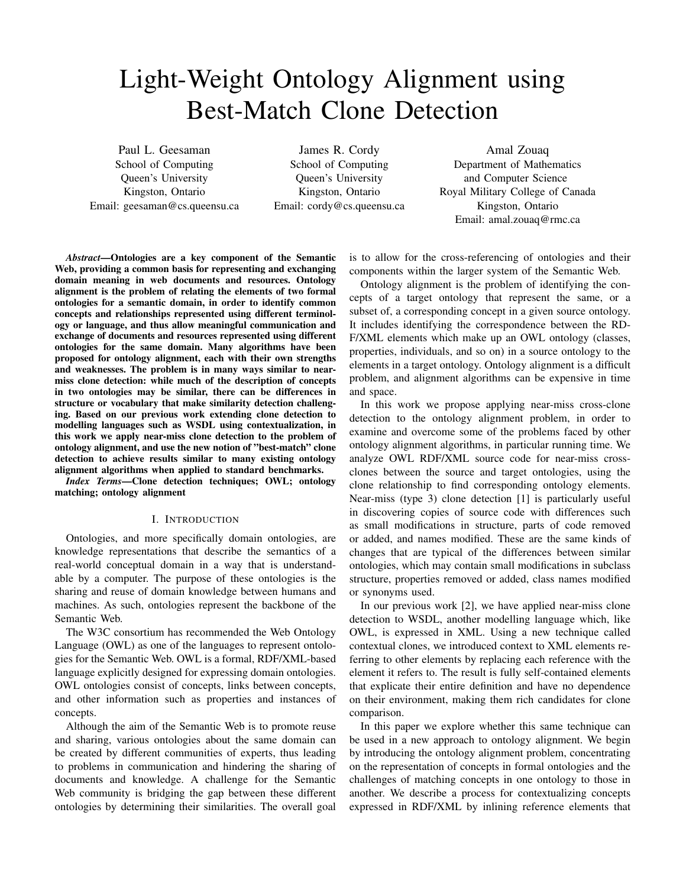# Light-Weight Ontology Alignment using Best-Match Clone Detection

Paul L. Geesaman
School of Computing
Queen's University
Kingston, Ontario
Email: geesaman@cs.queensu.ca

James R. Cordy
School of Computing
Queen's University
Kingston, Ontario
Email: cordy@cs.queensu.ca

Amal Zouaq
Department of Mathematics
and Computer Science
Royal Military College of Canada
Kingston, Ontario
Email: amal.zouaq@rmc.ca

***Abstract*—Ontologies are a key component of the Semantic Web, providing a common basis for representing and exchanging domain meaning in web documents and resources. Ontology alignment is the problem of relating the elements of two formal ontologies for a semantic domain, in order to identify common concepts and relationships represented using different terminology or language, and thus allow meaningful communication and exchange of documents and resources represented using different ontologies for the same domain. Many algorithms have been proposed for ontology alignment, each with their own strengths and weaknesses. The problem is in many ways similar to near-miss clone detection: while much of the description of concepts in two ontologies may be similar, there can be differences in structure or vocabulary that make similarity detection challenging. Based on our previous work extending clone detection to modelling languages such as WSDL using contextualization, in this work we apply near-miss clone detection to the problem of ontology alignment, and use the new notion of "best-match" clone detection to achieve results similar to many existing ontology alignment algorithms when applied to standard benchmarks.**

***Index Terms*—Clone detection techniques; OWL; ontology matching; ontology alignment**

## I. Introduction

Ontologies, and more specifically domain ontologies, are knowledge representations that describe the semantics of a real-world conceptual domain in a way that is understandable by a computer. The purpose of these ontologies is the sharing and reuse of domain knowledge between humans and machines. As such, ontologies represent the backbone of the Semantic Web.

The W3C consortium has recommended the Web Ontology Language (OWL) as one of the languages to represent ontologies for the Semantic Web. OWL is a formal, RDF/XML-based language explicitly designed for expressing domain ontologies. OWL ontologies consist of concepts, links between concepts, and other information such as properties and instances of concepts.

Although the aim of the Semantic Web is to promote reuse and sharing, various ontologies about the same domain can be created by different communities of experts, thus leading to problems in communication and hindering the sharing of documents and knowledge. A challenge for the Semantic Web community is bridging the gap between these different ontologies by determining their similarities. The overall goal is to allow for the cross-referencing of ontologies and their components within the larger system of the Semantic Web.

Ontology alignment is the problem of identifying the concepts of a target ontology that represent the same, or a subset of, a corresponding concept in a given source ontology. It includes identifying the correspondence between the RDF/XML elements which make up an OWL ontology (classes, properties, individuals, and so on) in a source ontology to the elements in a target ontology. Ontology alignment is a difficult problem, and alignment algorithms can be expensive in time and space.

In this work we propose applying near-miss cross-clone detection to the ontology alignment problem, in order to examine and overcome some of the problems faced by other ontology alignment algorithms, in particular running time. We analyze OWL RDF/XML source code for near-miss cross-clones between the source and target ontologies, using the clone relationship to find corresponding ontology elements. Near-miss (type 3) clone detection [1] is particularly useful in discovering copies of source code with differences such as small modifications in structure, parts of code removed or added, and names modified. These are the same kinds of changes that are typical of the differences between similar ontologies, which may contain small modifications in subclass structure, properties removed or added, class names modified or synonyms used.

In our previous work [2], we have applied near-miss clone detection to WSDL, another modelling language which, like OWL, is expressed in XML. Using a new technique called contextual clones, we introduced context to XML elements referring to other elements by replacing each reference with the element it refers to. The result is fully self-contained elements that explicate their entire definition and have no dependence on their environment, making them rich candidates for clone comparison.

In this paper we explore whether this same technique can be used in a new approach to ontology alignment. We begin by introducing the ontology alignment problem, concentrating on the representation of concepts in formal ontologies and the challenges of matching concepts in one ontology to those in another. We describe a process for contextualizing concepts expressed in RDF/XML by inlining reference elements that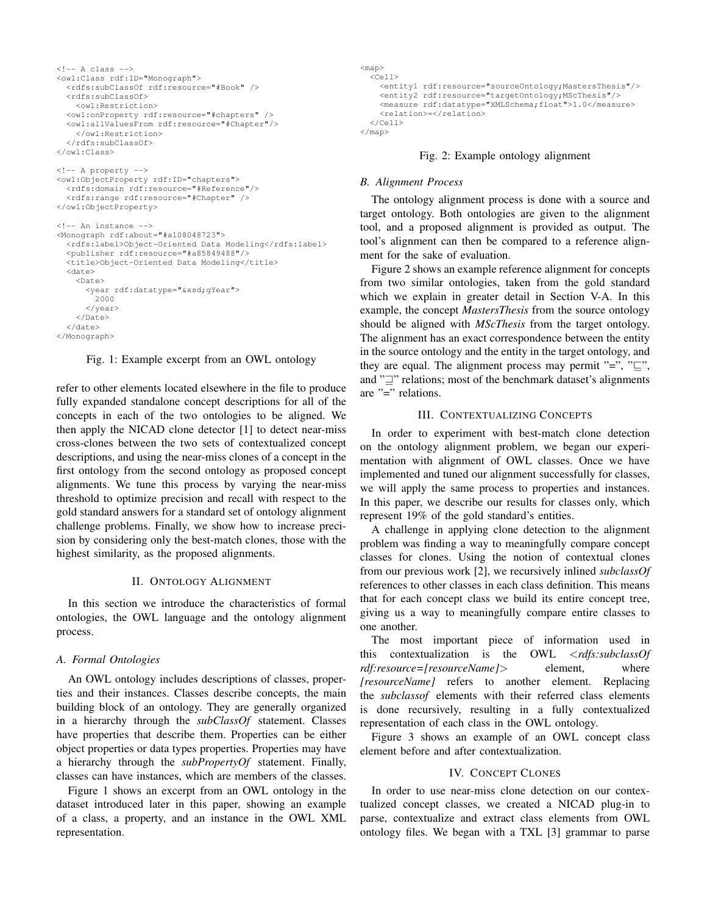```
<!-- A class -->
<owl:Class rdf:ID="Monograph">
  <rdfs:subClassOf rdf:resource="#Book" />
  <rdfs:subClassOf>
    <owl:Restriction>
  <owl:onProperty rdf:resource="#chapters" />
  <owl:allValuesFrom rdf:resource="#Chapter"/>
    </owl:Restriction>
  </rdfs:subClassOf>
</owl:Class>

<!-- A property -->
<owl:ObjectProperty rdf:ID="chapters">
  <rdfs:domain rdf:resource="#Reference"/>
  <rdfs:range rdf:resource="#Chapter" />
</owl:ObjectProperty>

<!-- An instance -->
<Monograph rdf:about="#a108048723">
  <rdfs:label>Object-Oriented Data Modeling</rdfs:label>
  <publisher rdf:resource="#a85849488"/>
  <title>Object-Oriented Data Modeling</title>
  <date>
    <Date>
      <year rdf:datatype="&xsd;gYear">
        2000
      </year>
    </Date>
  </date>
</Monograph>
```

Fig. 1: Example excerpt from an OWL ontology

refer to other elements located elsewhere in the file to produce fully expanded standalone concept descriptions for all of the concepts in each of the two ontologies to be aligned. We then apply the NICAD clone detector [1] to detect near-miss cross-clones between the two sets of contextualized concept descriptions, and using the near-miss clones of a concept in the first ontology from the second ontology as proposed concept alignments. We tune this process by varying the near-miss threshold to optimize precision and recall with respect to the gold standard answers for a standard set of ontology alignment challenge problems. Finally, we show how to increase precision by considering only the best-match clones, those with the highest similarity, as the proposed alignments.

## II. Ontology Alignment

In this section we introduce the characteristics of formal ontologies, the OWL language and the ontology alignment process.

### A. Formal Ontologies

An OWL ontology includes descriptions of classes, properties and their instances. Classes describe concepts, the main building block of an ontology. They are generally organized in a hierarchy through the *subClassOf* statement. Classes have properties that describe them. Properties can be either object properties or data types properties. Properties may have a hierarchy through the *subPropertyOf* statement. Finally, classes can have instances, which are members of the classes.

Figure 1 shows an excerpt from an OWL ontology in the dataset introduced later in this paper, showing an example of a class, a property, and an instance in the OWL XML representation.

```
<map>
  <Cell>
    <entity1 rdf:resource="sourceOntology;MastersThesis"/>
    <entity2 rdf:resource="targetOntology;MScThesis"/>
    <measure rdf:datatype="XMLSchema;float">1.0</measure>
    <relation>=</relation>
  </Cell>
</map>
```

Fig. 2: Example ontology alignment

### B. Alignment Process

The ontology alignment process is done with a source and target ontology. Both ontologies are given to the alignment tool, and a proposed alignment is provided as output. The tool's alignment can then be compared to a reference alignment for the sake of evaluation.

Figure 2 shows an example reference alignment for concepts from two similar ontologies, taken from the gold standard which we explain in greater detail in Section V-A. In this example, the concept *MastersThesis* from the source ontology should be aligned with *MScThesis* from the target ontology. The alignment has an exact correspondence between the entity in the source ontology and the entity in the target ontology, and they are equal. The alignment process may permit "=", "$\sqsubseteq$", and "$\sqsupseteq$" relations; most of the benchmark dataset's alignments are "=" relations.

## III. Contextualizing Concepts

In order to experiment with best-match clone detection on the ontology alignment problem, we began our experimentation with alignment of OWL classes. Once we have implemented and tuned our alignment successfully for classes, we will apply the same process to properties and instances. In this paper, we describe our results for classes only, which represent 19% of the gold standard's entities.

A challenge in applying clone detection to the alignment problem was finding a way to meaningfully compare concept classes for clones. Using the notion of contextual clones from our previous work [2], we recursively inlined *subclassOf* references to other classes in each class definition. This means that for each concept class we build its entire concept tree, giving us a way to meaningfully compare entire classes to one another.

The most important piece of information used in this contextualization is the OWL *<rdfs:subclassOf rdf:resource=[resourceName]>* element, where *[resourceName]* refers to another element. Replacing the *subclassof* elements with their referred class elements is done recursively, resulting in a fully contextualized representation of each class in the OWL ontology.

Figure 3 shows an example of an OWL concept class element before and after contextualization.

## IV. Concept Clones

In order to use near-miss clone detection on our contextualized concept classes, we created a NICAD plug-in to parse, contextualize and extract class elements from OWL ontology files. We began with a TXL [3] grammar to parse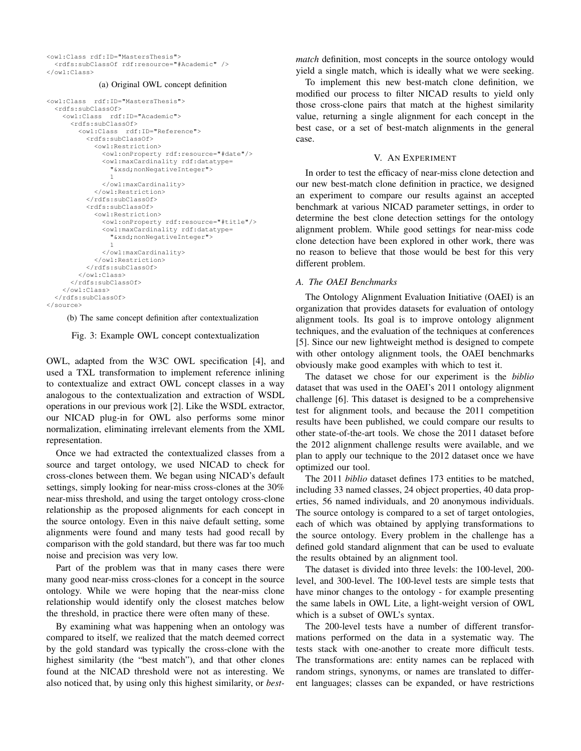```
<owl:Class rdf:ID="MastersThesis">
  <rdfs:subClassOf rdf:resource="#Academic" />
</owl:Class>
```

(a) Original OWL concept definition

```
<owl:Class  rdf:ID="MastersThesis">
  <rdfs:subClassOf>
    <owl:Class  rdf:ID="Academic">
      <rdfs:subClassOf>
        <owl:Class  rdf:ID="Reference">
          <rdfs:subClassOf>
            <owl:Restriction>
              <owl:onProperty rdf:resource="#date"/>
              <owl:maxCardinality rdf:datatype=
                "&xsd;nonNegativeInteger">
                1
              </owl:maxCardinality>
            </owl:Restriction>
          </rdfs:subClassOf>
          <rdfs:subClassOf>
            <owl:Restriction>
              <owl:onProperty rdf:resource="#title"/>
              <owl:maxCardinality rdf:datatype=
                "&xsd;nonNegativeInteger">
                1
              </owl:maxCardinality>
            </owl:Restriction>
          </rdfs:subClassOf>
        </owl:Class>
      </rdfs:subClassOf>
    </owl:Class>
  </rdfs:subClassOf>
</source>
```

(b) The same concept definition after contextualization

Fig. 3: Example OWL concept contextualization

OWL, adapted from the W3C OWL specification [4], and used a TXL transformation to implement reference inlining to contextualize and extract OWL concept classes in a way analogous to the contextualization and extraction of WSDL operations in our previous work [2]. Like the WSDL extractor, our NICAD plug-in for OWL also performs some minor normalization, eliminating irrelevant elements from the XML representation.

Once we had extracted the contextualized classes from a source and target ontology, we used NICAD to check for cross-clones between them. We began using NICAD's default settings, simply looking for near-miss cross-clones at the 30% near-miss threshold, and using the target ontology cross-clone relationship as the proposed alignments for each concept in the source ontology. Even in this naive default setting, some alignments were found and many tests had good recall by comparison with the gold standard, but there was far too much noise and precision was very low.

Part of the problem was that in many cases there were many good near-miss cross-clones for a concept in the source ontology. While we were hoping that the near-miss clone relationship would identify only the closest matches below the threshold, in practice there were often many of these.

By examining what was happening when an ontology was compared to itself, we realized that the match deemed correct by the gold standard was typically the cross-clone with the highest similarity (the "best match"), and that other clones found at the NICAD threshold were not as interesting. We also noticed that, by using only this highest similarity, or *best-match* definition, most concepts in the source ontology would yield a single match, which is ideally what we were seeking.

To implement this new best-match clone definition, we modified our process to filter NICAD results to yield only those cross-clone pairs that match at the highest similarity value, returning a single alignment for each concept in the best case, or a set of best-match alignments in the general case.

## V. An Experiment

In order to test the efficacy of near-miss clone detection and our new best-match clone definition in practice, we designed an experiment to compare our results against an accepted benchmark at various NICAD parameter settings, in order to determine the best clone detection settings for the ontology alignment problem. While good settings for near-miss code clone detection have been explored in other work, there was no reason to believe that those would be best for this very different problem.

### *A. The OAEI Benchmarks*

The Ontology Alignment Evaluation Initiative (OAEI) is an organization that provides datasets for evaluation of ontology alignment tools. Its goal is to improve ontology alignment techniques, and the evaluation of the techniques at conferences [5]. Since our new lightweight method is designed to compete with other ontology alignment tools, the OAEI benchmarks obviously make good examples with which to test it.

The dataset we chose for our experiment is the *biblio* dataset that was used in the OAEI's 2011 ontology alignment challenge [6]. This dataset is designed to be a comprehensive test for alignment tools, and because the 2011 competition results have been published, we could compare our results to other state-of-the-art tools. We chose the 2011 dataset before the 2012 alignment challenge results were available, and we plan to apply our technique to the 2012 dataset once we have optimized our tool.

The 2011 *biblio* dataset defines 173 entities to be matched, including 33 named classes, 24 object properties, 40 data properties, 56 named individuals, and 20 anonymous individuals. The source ontology is compared to a set of target ontologies, each of which was obtained by applying transformations to the source ontology. Every problem in the challenge has a defined gold standard alignment that can be used to evaluate the results obtained by an alignment tool.

The dataset is divided into three levels: the 100-level, 200-level, and 300-level. The 100-level tests are simple tests that have minor changes to the ontology - for example presenting the same labels in OWL Lite, a light-weight version of OWL which is a subset of OWL's syntax.

The 200-level tests have a number of different transformations performed on the data in a systematic way. The tests stack with one-another to create more difficult tests. The transformations are: entity names can be replaced with random strings, synonyms, or names are translated to different languages; classes can be expanded, or have restrictions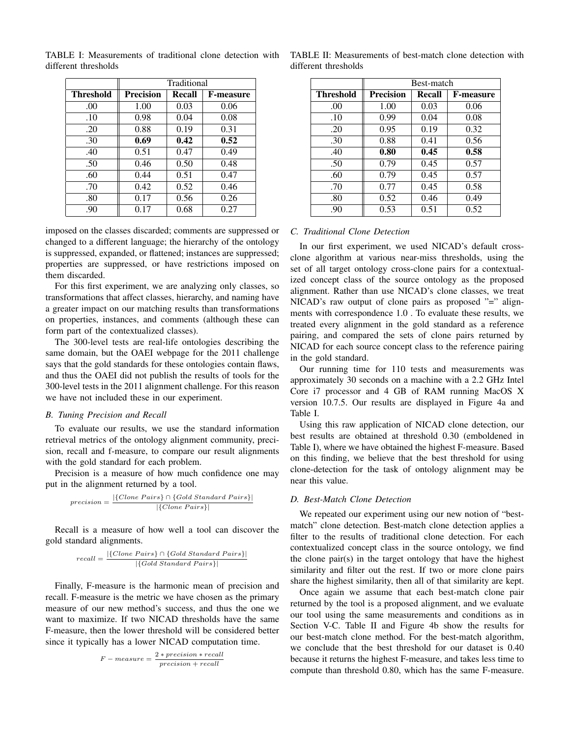TABLE I: Measurements of traditional clone detection with different thresholds

| | Traditional | | |
|---|---|---|---|
| **Threshold** | **Precision** | **Recall** | **F-measure** |
| .00 | 1.00 | 0.03 | 0.06 |
| .10 | 0.98 | 0.04 | 0.08 |
| .20 | 0.88 | 0.19 | 0.31 |
| .30 | **0.69** | **0.42** | **0.52** |
| .40 | 0.51 | 0.47 | 0.49 |
| .50 | 0.46 | 0.50 | 0.48 |
| .60 | 0.44 | 0.51 | 0.47 |
| .70 | 0.42 | 0.52 | 0.46 |
| .80 | 0.17 | 0.56 | 0.26 |
| .90 | 0.17 | 0.68 | 0.27 |

imposed on the classes discarded; comments are suppressed or changed to a different language; the hierarchy of the ontology is suppressed, expanded, or flattened; instances are suppressed; properties are suppressed, or have restrictions imposed on them discarded.

For this first experiment, we are analyzing only classes, so transformations that affect classes, hierarchy, and naming have a greater impact on our matching results than transformations on properties, instances, and comments (although these can form part of the contextualized classes).

The 300-level tests are real-life ontologies describing the same domain, but the OAEI webpage for the 2011 challenge says that the gold standards for these ontologies contain flaws, and thus the OAEI did not publish the results of tools for the 300-level tests in the 2011 alignment challenge. For this reason we have not included these in our experiment.

### *B. Tuning Precision and Recall*

To evaluate our results, we use the standard information retrieval metrics of the ontology alignment community, precision, recall and f-measure, to compare our result alignments with the gold standard for each problem.

Precision is a measure of how much confidence one may put in the alignment returned by a tool.

$$precision = \frac{|\{Clone\ Pairs\} \cap \{Gold\ Standard\ Pairs\}|}{|\{Clone\ Pairs\}|}$$

Recall is a measure of how well a tool can discover the gold standard alignments.

$$recall = \frac{|\{Clone\ Pairs\} \cap \{Gold\ Standard\ Pairs\}|}{|\{Gold\ Standard\ Pairs\}|}$$

Finally, F-measure is the harmonic mean of precision and recall. F-measure is the metric we have chosen as the primary measure of our new method's success, and thus the one we want to maximize. If two NICAD thresholds have the same F-measure, then the lower threshold will be considered better since it typically has a lower NICAD computation time.

$$F-measure = \frac{2 * precision * recall}{precision + recall}$$

TABLE II: Measurements of best-match clone detection with different thresholds

| | Best-match | | |
|---|---|---|---|
| **Threshold** | **Precision** | **Recall** | **F-measure** |
| .00 | 1.00 | 0.03 | 0.06 |
| .10 | 0.99 | 0.04 | 0.08 |
| .20 | 0.95 | 0.19 | 0.32 |
| .30 | 0.88 | 0.41 | 0.56 |
| .40 | **0.80** | **0.45** | **0.58** |
| .50 | 0.79 | 0.45 | 0.57 |
| .60 | 0.79 | 0.45 | 0.57 |
| .70 | 0.77 | 0.45 | 0.58 |
| .80 | 0.52 | 0.46 | 0.49 |
| .90 | 0.53 | 0.51 | 0.52 |

### *C. Traditional Clone Detection*

In our first experiment, we used NICAD's default cross-clone algorithm at various near-miss thresholds, using the set of all target ontology cross-clone pairs for a contextualized concept class of the source ontology as the proposed alignment. Rather than use NICAD's clone classes, we treat NICAD's raw output of clone pairs as proposed "=" alignments with correspondence 1.0 . To evaluate these results, we treated every alignment in the gold standard as a reference pairing, and compared the sets of clone pairs returned by NICAD for each source concept class to the reference pairing in the gold standard.

Our running time for 110 tests and measurements was approximately 30 seconds on a machine with a 2.2 GHz Intel Core i7 processor and 4 GB of RAM running MacOS X version 10.7.5. Our results are displayed in Figure 4a and Table I.

Using this raw application of NICAD clone detection, our best results are obtained at threshold 0.30 (emboldened in Table I), where we have obtained the highest F-measure. Based on this finding, we believe that the best threshold for using clone-detection for the task of ontology alignment may be near this value.

### *D. Best-Match Clone Detection*

We repeated our experiment using our new notion of "best-match" clone detection. Best-match clone detection applies a filter to the results of traditional clone detection. For each contextualized concept class in the source ontology, we find the clone pair(s) in the target ontology that have the highest similarity and filter out the rest. If two or more clone pairs share the highest similarity, then all of that similarity are kept.

Once again we assume that each best-match clone pair returned by the tool is a proposed alignment, and we evaluate our tool using the same measurements and conditions as in Section V-C. Table II and Figure 4b show the results for our best-match clone method. For the best-match algorithm, we conclude that the best threshold for our dataset is 0.40 because it returns the highest F-measure, and takes less time to compute than threshold 0.80, which has the same F-measure.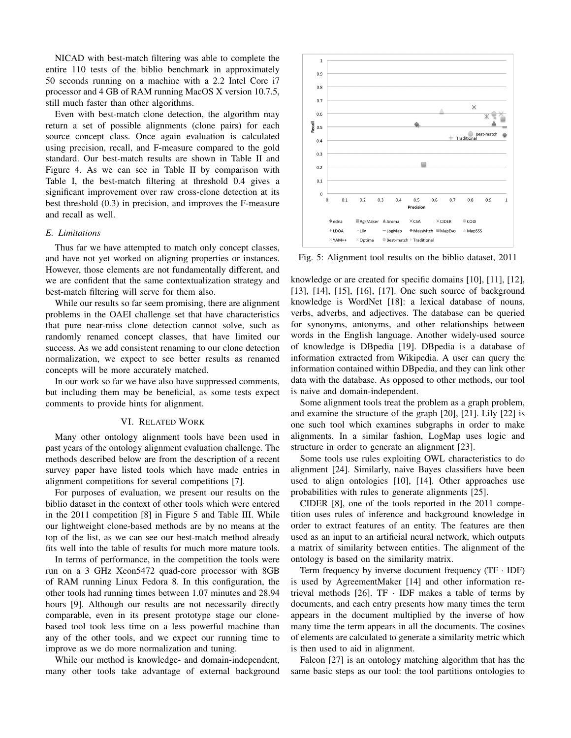NICAD with best-match filtering was able to complete the entire 110 tests of the biblio benchmark in approximately 50 seconds running on a machine with a 2.2 Intel Core i7 processor and 4 GB of RAM running MacOS X version 10.7.5, still much faster than other algorithms.

Even with best-match clone detection, the algorithm may return a set of possible alignments (clone pairs) for each source concept class. Once again evaluation is calculated using precision, recall, and F-measure compared to the gold standard. Our best-match results are shown in Table II and Figure 4. As we can see in Table II by comparison with Table I, the best-match filtering at threshold 0.4 gives a significant improvement over raw cross-clone detection at its best threshold (0.3) in precision, and improves the F-measure and recall as well.

### E. Limitations

Thus far we have attempted to match only concept classes, and have not yet worked on aligning properties or instances. However, those elements are not fundamentally different, and we are confident that the same contextualization strategy and best-match filtering will serve for them also.

While our results so far seem promising, there are alignment problems in the OAEI challenge set that have characteristics that pure near-miss clone detection cannot solve, such as randomly renamed concept classes, that have limited our success. As we add consistent renaming to our clone detection normalization, we expect to see better results as renamed concepts will be more accurately matched.

In our work so far we have also have suppressed comments, but including them may be beneficial, as some tests expect comments to provide hints for alignment.

## VI. Related Work

Many other ontology alignment tools have been used in past years of the ontology alignment evaluation challenge. The methods described below are from the description of a recent survey paper have listed tools which have made entries in alignment competitions for several competitions [7].

For purposes of evaluation, we present our results on the biblio dataset in the context of other tools which were entered in the 2011 competition [8] in Figure 5 and Table III. While our lightweight clone-based methods are by no means at the top of the list, as we can see our best-match method already fits well into the table of results for much more mature tools.

In terms of performance, in the competition the tools were run on a 3 GHz Xeon5472 quad-core processor with 8GB of RAM running Linux Fedora 8. In this configuration, the other tools had running times between 1.07 minutes and 28.94 hours [9]. Although our results are not necessarily directly comparable, even in its present prototype stage our clone-based tool took less time on a less powerful machine than any of the other tools, and we expect our running time to improve as we do more normalization and tuning.

While our method is knowledge- and domain-independent, many other tools take advantage of external background knowledge or are created for specific domains [10], [11], [12], [13], [14], [15], [16], [17]. One such source of background knowledge is WordNet [18]: a lexical database of nouns, verbs, adverbs, and adjectives. The database can be queried for synonyms, antonyms, and other relationships between words in the English language. Another widely-used source of knowledge is DBpedia [19]. DBpedia is a database of information extracted from Wikipedia. A user can query the information contained within DBpedia, and they can link other data with the database. As opposed to other methods, our tool is naive and domain-independent.

Fig. 5: Alignment tool results on the biblio dataset, 2011

Some alignment tools treat the problem as a graph problem, and examine the structure of the graph [20], [21]. Lily [22] is one such tool which examines subgraphs in order to make alignments. In a similar fashion, LogMap uses logic and structure in order to generate an alignment [23].

Some tools use rules exploiting OWL characteristics to do alignment [24]. Similarly, naive Bayes classifiers have been used to align ontologies [10], [14]. Other approaches use probabilities with rules to generate alignments [25].

CIDER [8], one of the tools reported in the 2011 competition uses rules of inference and background knowledge in order to extract features of an entity. The features are then used as an input to an artificial neural network, which outputs a matrix of similarity between entities. The alignment of the ontology is based on the similarity matrix.

Term frequency by inverse document frequency (TF · IDF) is used by AgreementMaker [14] and other information retrieval methods [26]. TF · IDF makes a table of terms by documents, and each entry presents how many times the term appears in the document multiplied by the inverse of how many time the term appears in all the documents. The cosines of elements are calculated to generate a similarity metric which is then used to aid in alignment.

Falcon [27] is an ontology matching algorithm that has the same basic steps as our tool: the tool partitions ontologies to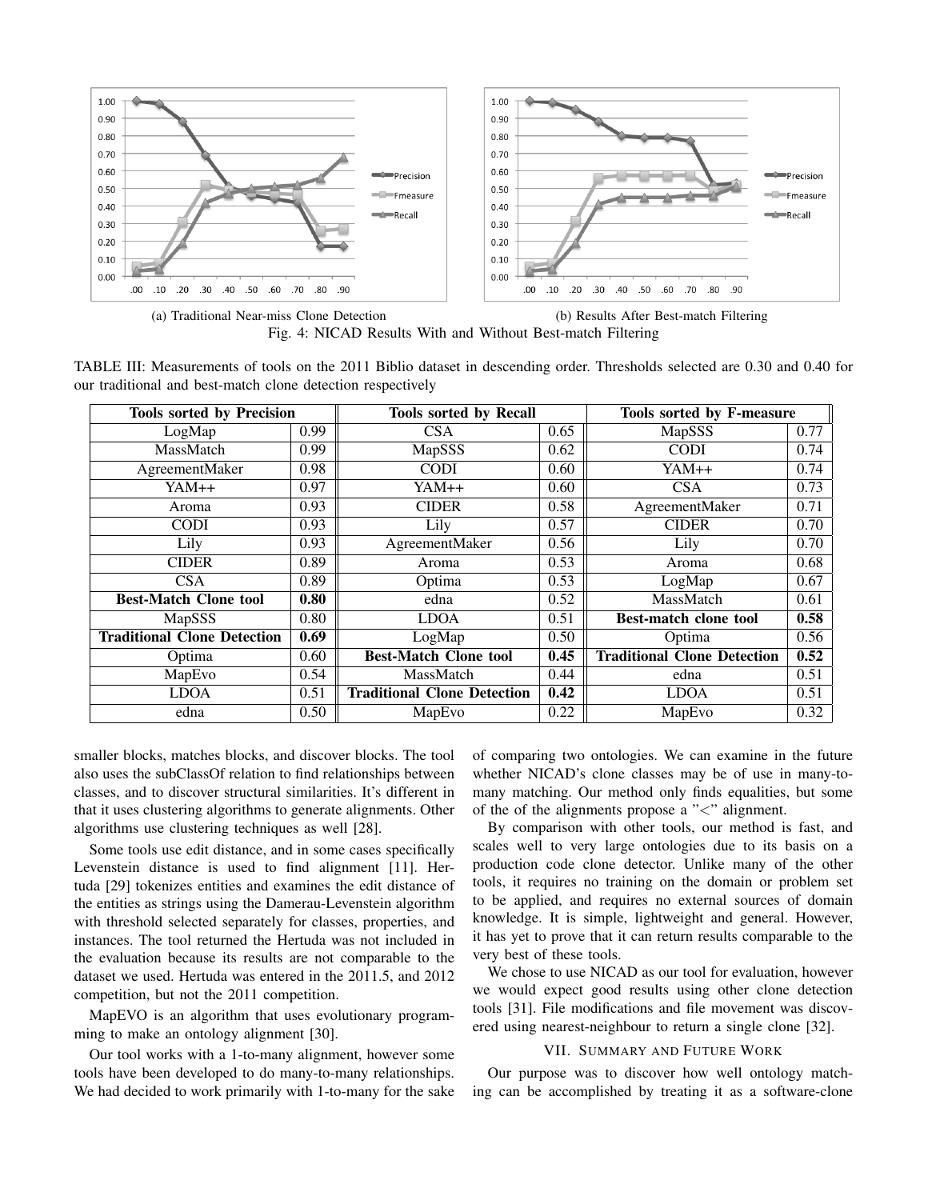(a) Traditional Near-miss Clone Detection

(b) Results After Best-match Filtering

Fig. 4: NICAD Results With and Without Best-match Filtering

TABLE III: Measurements of tools on the 2011 Biblio dataset in descending order. Thresholds selected are 0.30 and 0.40 for our traditional and best-match clone detection respectively

| Tools sorted by Precision | | Tools sorted by Recall | | Tools sorted by F-measure | |
|---|---|---|---|---|---|
| LogMap | 0.99 | CSA | 0.65 | MapSSS | 0.77 |
| MassMatch | 0.99 | MapSSS | 0.62 | CODI | 0.74 |
| AgreementMaker | 0.98 | CODI | 0.60 | YAM++ | 0.74 |
| YAM++ | 0.97 | YAM++ | 0.60 | CSA | 0.73 |
| Aroma | 0.93 | CIDER | 0.58 | AgreementMaker | 0.71 |
| CODI | 0.93 | Lily | 0.57 | CIDER | 0.70 |
| Lily | 0.93 | AgreementMaker | 0.56 | Lily | 0.70 |
| CIDER | 0.89 | Aroma | 0.53 | Aroma | 0.68 |
| CSA | 0.89 | Optima | 0.53 | LogMap | 0.67 |
| **Best-Match Clone tool** | **0.80** | edna | 0.52 | MassMatch | 0.61 |
| MapSSS | 0.80 | LDOA | 0.51 | **Best-match clone tool** | **0.58** |
| **Traditional Clone Detection** | **0.69** | LogMap | 0.50 | Optima | 0.56 |
| Optima | 0.60 | **Best-Match Clone tool** | **0.45** | **Traditional Clone Detection** | **0.52** |
| MapEvo | 0.54 | MassMatch | 0.44 | edna | 0.51 |
| LDOA | 0.51 | **Traditional Clone Detection** | **0.42** | LDOA | 0.51 |
| edna | 0.50 | MapEvo | 0.22 | MapEvo | 0.32 |

smaller blocks, matches blocks, and discover blocks. The tool also uses the subClassOf relation to find relationships between classes, and to discover structural similarities. It's different in that it uses clustering algorithms to generate alignments. Other algorithms use clustering techniques as well [28].

Some tools use edit distance, and in some cases specifically Levenstein distance is used to find alignment [11]. Hertuda [29] tokenizes entities and examines the edit distance of the entities as strings using the Damerau-Levenstein algorithm with threshold selected separately for classes, properties, and instances. The tool returned the Hertuda was not included in the evaluation because its results are not comparable to the dataset we used. Hertuda was entered in the 2011.5, and 2012 competition, but not the 2011 competition.

MapEVO is an algorithm that uses evolutionary programming to make an ontology alignment [30].

Our tool works with a 1-to-many alignment, however some tools have been developed to do many-to-many relationships. We had decided to work primarily with 1-to-many for the sake of comparing two ontologies. We can examine in the future whether NICAD's clone classes may be of use in many-to-many matching. Our method only finds equalities, but some of the of the alignments propose a "<" alignment.

By comparison with other tools, our method is fast, and scales well to very large ontologies due to its basis on a production code clone detector. Unlike many of the other tools, it requires no training on the domain or problem set to be applied, and requires no external sources of domain knowledge. It is simple, lightweight and general. However, it has yet to prove that it can return results comparable to the very best of these tools.

We chose to use NICAD as our tool for evaluation, however we would expect good results using other clone detection tools [31]. File modifications and file movement was discovered using nearest-neighbour to return a single clone [32].

## VII. Summary and Future Work

Our purpose was to discover how well ontology matching can be accomplished by treating it as a software-clone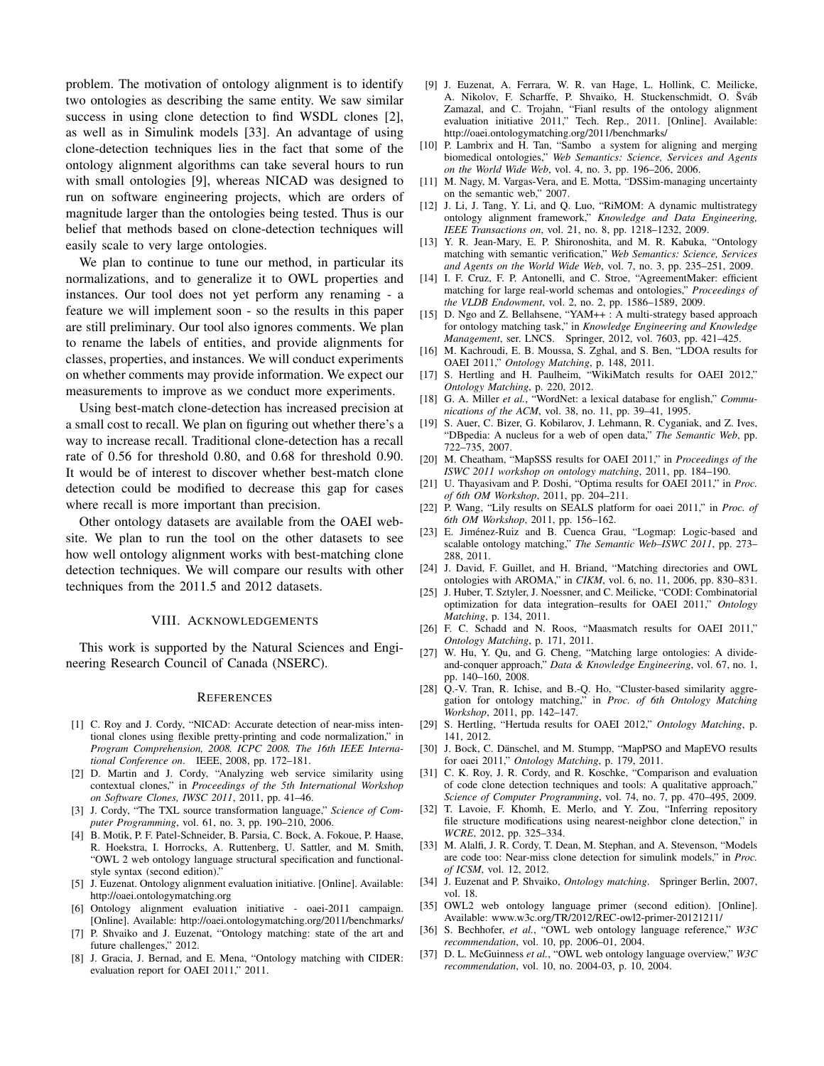problem. The motivation of ontology alignment is to identify two ontologies as describing the same entity. We saw similar success in using clone detection to find WSDL clones [2], as well as in Simulink models [33]. An advantage of using clone-detection techniques lies in the fact that some of the ontology alignment algorithms can take several hours to run with small ontologies [9], whereas NICAD was designed to run on software engineering projects, which are orders of magnitude larger than the ontologies being tested. Thus is our belief that methods based on clone-detection techniques will easily scale to very large ontologies.

We plan to continue to tune our method, in particular its normalizations, and to generalize it to OWL properties and instances. Our tool does not yet perform any renaming - a feature we will implement soon - so the results in this paper are still preliminary. Our tool also ignores comments. We plan to rename the labels of entities, and provide alignments for classes, properties, and instances. We will conduct experiments on whether comments may provide information. We expect our measurements to improve as we conduct more experiments.

Using best-match clone-detection has increased precision at a small cost to recall. We plan on figuring out whether there's a way to increase recall. Traditional clone-detection has a recall rate of 0.56 for threshold 0.80, and 0.68 for threshold 0.90. It would be of interest to discover whether best-match clone detection could be modified to decrease this gap for cases where recall is more important than precision.

Other ontology datasets are available from the OAEI website. We plan to run the tool on the other datasets to see how well ontology alignment works with best-matching clone detection techniques. We will compare our results with other techniques from the 2011.5 and 2012 datasets.

## VIII. Acknowledgements

This work is supported by the Natural Sciences and Engineering Research Council of Canada (NSERC).

## References

[1] C. Roy and J. Cordy, "NICAD: Accurate detection of near-miss intentional clones using flexible pretty-printing and code normalization," in *Program Comprehension, 2008. ICPC 2008. The 16th IEEE International Conference on*. IEEE, 2008, pp. 172–181.

[2] D. Martin and J. Cordy, "Analyzing web service similarity using contextual clones," in *Proceedings of the 5th International Workshop on Software Clones, IWSC 2011*, 2011, pp. 41–46.

[3] J. Cordy, "The TXL source transformation language," *Science of Computer Programming*, vol. 61, no. 3, pp. 190–210, 2006.

[4] B. Motik, P. F. Patel-Schneider, B. Parsia, C. Bock, A. Fokoue, P. Haase, R. Hoekstra, I. Horrocks, A. Ruttenberg, U. Sattler, and M. Smith, "OWL 2 web ontology language structural specification and functional-style syntax (second edition)."

[5] J. Euzenat. Ontology alignment evaluation initiative. [Online]. Available: http://oaei.ontologymatching.org

[6] Ontology alignment evaluation initiative - oaei-2011 campaign. [Online]. Available: http://oaei.ontologymatching.org/2011/benchmarks/

[7] P. Shvaiko and J. Euzenat, "Ontology matching: state of the art and future challenges," 2012.

[8] J. Gracia, J. Bernad, and E. Mena, "Ontology matching with CIDER: evaluation report for OAEI 2011," 2011.

[9] J. Euzenat, A. Ferrara, W. R. van Hage, L. Hollink, C. Meilicke, A. Nikolov, F. Scharffe, P. Shvaiko, H. Stuckenschmidt, O. Šváb Zamazal, and C. Trojahn, "Fianl results of the ontology alignment evaluation initiative 2011," Tech. Rep., 2011. [Online]. Available: http://oaei.ontologymatching.org/2011/benchmarks/

[10] P. Lambrix and H. Tan, "Sambo a system for aligning and merging biomedical ontologies," *Web Semantics: Science, Services and Agents on the World Wide Web*, vol. 4, no. 3, pp. 196–206, 2006.

[11] M. Nagy, M. Vargas-Vera, and E. Motta, "DSSim-managing uncertainty on the semantic web," 2007.

[12] J. Li, J. Tang, Y. Li, and Q. Luo, "RiMOM: A dynamic multistrategy ontology alignment framework," *Knowledge and Data Engineering, IEEE Transactions on*, vol. 21, no. 8, pp. 1218–1232, 2009.

[13] Y. R. Jean-Mary, E. P. Shironoshita, and M. R. Kabuka, "Ontology matching with semantic verification," *Web Semantics: Science, Services and Agents on the World Wide Web*, vol. 7, no. 3, pp. 235–251, 2009.

[14] I. F. Cruz, F. P. Antonelli, and C. Stroe, "AgreementMaker: efficient matching for large real-world schemas and ontologies," *Proceedings of the VLDB Endowment*, vol. 2, no. 2, pp. 1586–1589, 2009.

[15] D. Ngo and Z. Bellahsene, "YAM++ : A multi-strategy based approach for ontology matching task," in *Knowledge Engineering and Knowledge Management*, ser. LNCS. Springer, 2012, vol. 7603, pp. 421–425.

[16] M. Kachroudi, E. B. Moussa, S. Zghal, and S. Ben, "LDOA results for OAEI 2011," *Ontology Matching*, p. 148, 2011.

[17] S. Hertling and H. Paulheim, "WikiMatch results for OAEI 2012," *Ontology Matching*, p. 220, 2012.

[18] G. A. Miller *et al.*, "WordNet: a lexical database for english," *Communications of the ACM*, vol. 38, no. 11, pp. 39–41, 1995.

[19] S. Auer, C. Bizer, G. Kobilarov, J. Lehmann, R. Cyganiak, and Z. Ives, "DBpedia: A nucleus for a web of open data," *The Semantic Web*, pp. 722–735, 2007.

[20] M. Cheatham, "MapSSS results for OAEI 2011," in *Proceedings of the ISWC 2011 workshop on ontology matching*, 2011, pp. 184–190.

[21] U. Thayasivam and P. Doshi, "Optima results for OAEI 2011," in *Proc. of 6th OM Workshop*, 2011, pp. 204–211.

[22] P. Wang, "Lily results on SEALS platform for oaei 2011," in *Proc. of 6th OM Workshop*, 2011, pp. 156–162.

[23] E. Jiménez-Ruiz and B. Cuenca Grau, "Logmap: Logic-based and scalable ontology matching," *The Semantic Web–ISWC 2011*, pp. 273–288, 2011.

[24] J. David, F. Guillet, and H. Briand, "Matching directories and OWL ontologies with AROMA," in *CIKM*, vol. 6, no. 11, 2006, pp. 830–831.

[25] J. Huber, T. Sztyler, J. Noessner, and C. Meilicke, "CODI: Combinatorial optimization for data integration–results for OAEI 2011," *Ontology Matching*, p. 134, 2011.

[26] F. C. Schadd and N. Roos, "Maasmatch results for OAEI 2011," *Ontology Matching*, p. 171, 2011.

[27] W. Hu, Y. Qu, and G. Cheng, "Matching large ontologies: A divide-and-conquer approach," *Data & Knowledge Engineering*, vol. 67, no. 1, pp. 140–160, 2008.

[28] Q.-V. Tran, R. Ichise, and B.-Q. Ho, "Cluster-based similarity aggregation for ontology matching," in *Proc. of 6th Ontology Matching Workshop*, 2011, pp. 142–147.

[29] S. Hertling, "Hertuda results for OAEI 2012," *Ontology Matching*, p. 141, 2012.

[30] J. Bock, C. Dänschel, and M. Stumpp, "MapPSO and MapEVO results for oaei 2011," *Ontology Matching*, p. 179, 2011.

[31] C. K. Roy, J. R. Cordy, and R. Koschke, "Comparison and evaluation of code clone detection techniques and tools: A qualitative approach," *Science of Computer Programming*, vol. 74, no. 7, pp. 470–495, 2009.

[32] T. Lavoie, F. Khomh, E. Merlo, and Y. Zou, "Inferring repository file structure modifications using nearest-neighbor clone detection," in *WCRE*, 2012, pp. 325–334.

[33] M. Alalfi, J. R. Cordy, T. Dean, M. Stephan, and A. Stevenson, "Models are code too: Near-miss clone detection for simulink models," in *Proc. of ICSM*, vol. 12, 2012.

[34] J. Euzenat and P. Shvaiko, *Ontology matching*. Springer Berlin, 2007, vol. 18.

[35] OWL2 web ontology language primer (second edition). [Online]. Available: www.w3c.org/TR/2012/REC-owl2-primer-20121211/

[36] S. Bechhofer, *et al.*, "OWL web ontology language reference," *W3C recommendation*, vol. 10, pp. 2006–01, 2004.

[37] D. L. McGuinness *et al.*, "OWL web ontology language overview," *W3C recommendation*, vol. 10, no. 2004-03, p. 10, 2004.